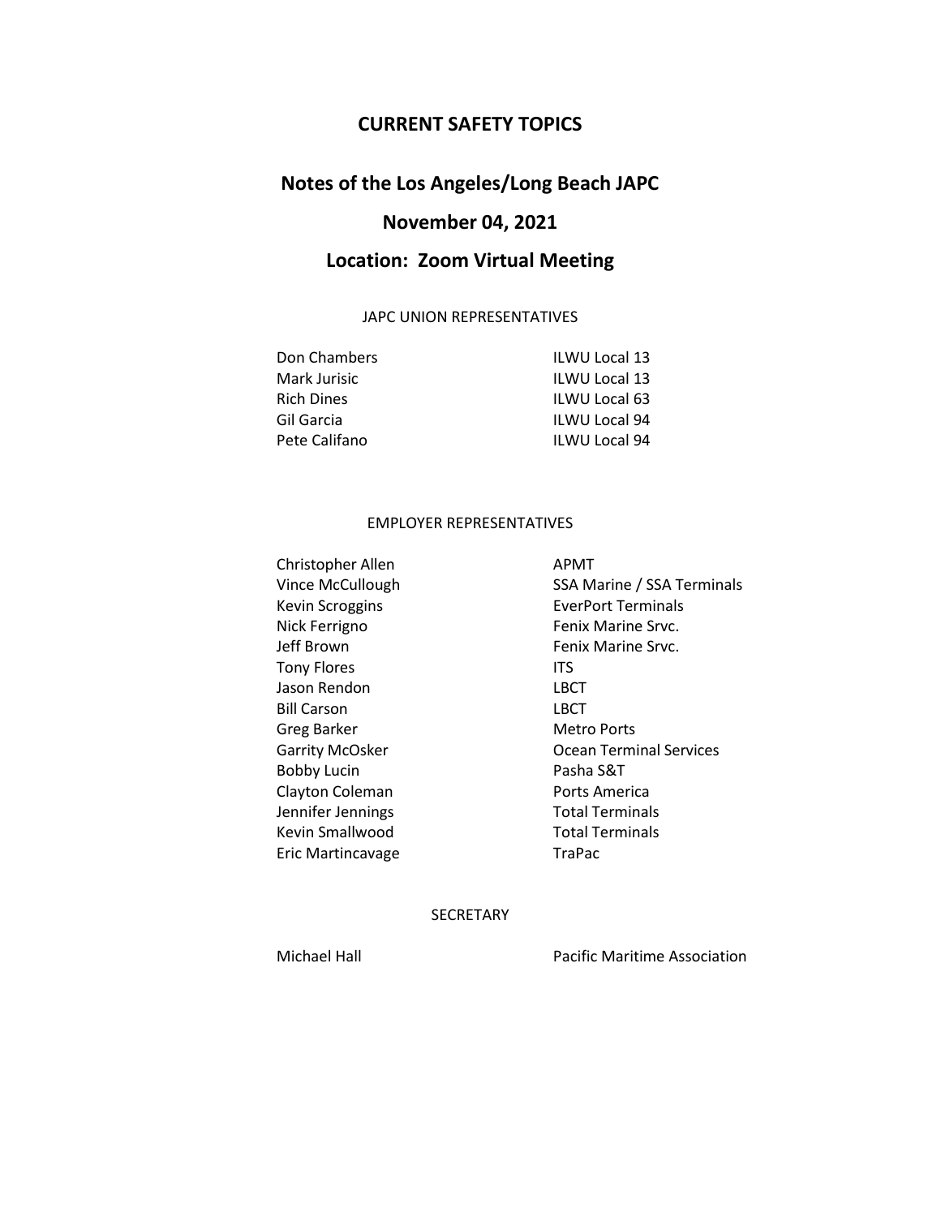# CURRENT SAFETY TOPICS

## Notes of the Los Angeles/Long Beach JAPC

## November 04, 2021

## Location: Zoom Virtual Meeting

### JAPC UNION REPRESENTATIVES

| | |
|---|---|
| Don Chambers | ILWU Local 13 |
| Mark Jurisic | ILWU Local 13 |
| Rich Dines | ILWU Local 63 |
| Gil Garcia | ILWU Local 94 |
| Pete Califano | ILWU Local 94 |

### EMPLOYER REPRESENTATIVES

| | |
|---|---|
| Christopher Allen | APMT |
| Vince McCullough | SSA Marine / SSA Terminals |
| Kevin Scroggins | EverPort Terminals |
| Nick Ferrigno | Fenix Marine Srvc. |
| Jeff Brown | Fenix Marine Srvc. |
| Tony Flores | ITS |
| Jason Rendon | LBCT |
| Bill Carson | LBCT |
| Greg Barker | Metro Ports |
| Garrity McOsker | Ocean Terminal Services |
| Bobby Lucin | Pasha S&T |
| Clayton Coleman | Ports America |
| Jennifer Jennings | Total Terminals |
| Kevin Smallwood | Total Terminals |
| Eric Martincavage | TraPac |

### SECRETARY

| | |
|---|---|
| Michael Hall | Pacific Maritime Association |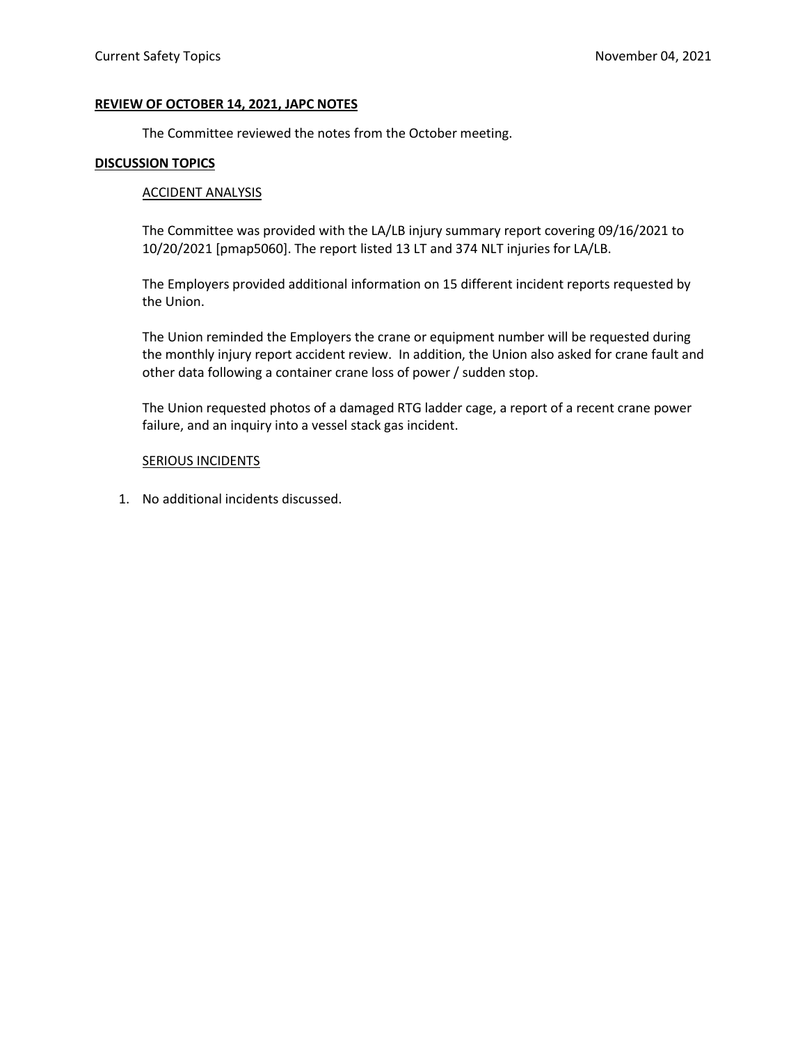**REVIEW OF OCTOBER 14, 2021, JAPC NOTES**

The Committee reviewed the notes from the October meeting.

**DISCUSSION TOPICS**

ACCIDENT ANALYSIS

The Committee was provided with the LA/LB injury summary report covering 09/16/2021 to 10/20/2021 [pmap5060]. The report listed 13 LT and 374 NLT injuries for LA/LB.

The Employers provided additional information on 15 different incident reports requested by the Union.

The Union reminded the Employers the crane or equipment number will be requested during the monthly injury report accident review. In addition, the Union also asked for crane fault and other data following a container crane loss of power / sudden stop.

The Union requested photos of a damaged RTG ladder cage, a report of a recent crane power failure, and an inquiry into a vessel stack gas incident.

SERIOUS INCIDENTS

1. No additional incidents discussed.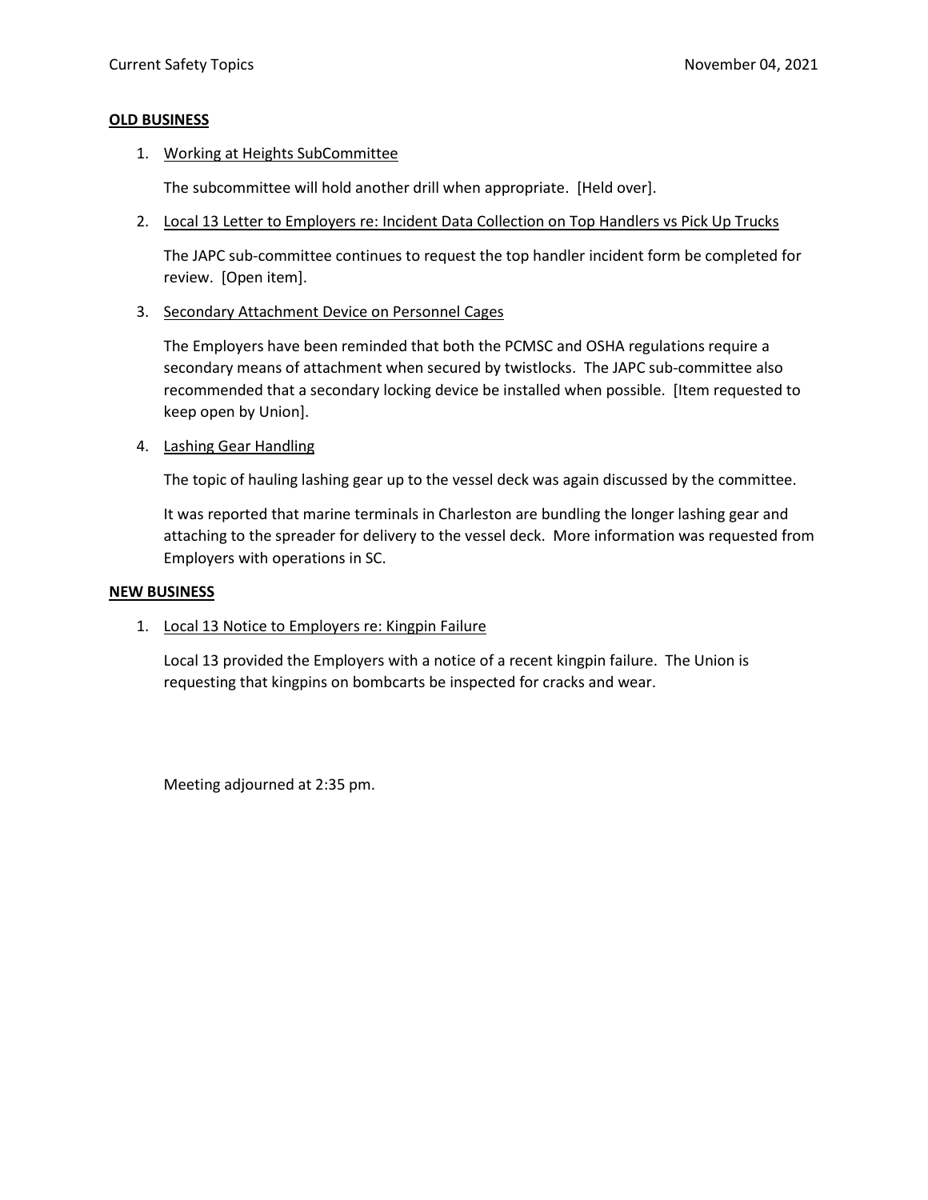**OLD BUSINESS**

1. Working at Heights SubCommittee

   The subcommittee will hold another drill when appropriate. [Held over].

2. Local 13 Letter to Employers re: Incident Data Collection on Top Handlers vs Pick Up Trucks

   The JAPC sub-committee continues to request the top handler incident form be completed for review. [Open item].

3. Secondary Attachment Device on Personnel Cages

   The Employers have been reminded that both the PCMSC and OSHA regulations require a secondary means of attachment when secured by twistlocks. The JAPC sub-committee also recommended that a secondary locking device be installed when possible. [Item requested to keep open by Union].

4. Lashing Gear Handling

   The topic of hauling lashing gear up to the vessel deck was again discussed by the committee.

   It was reported that marine terminals in Charleston are bundling the longer lashing gear and attaching to the spreader for delivery to the vessel deck. More information was requested from Employers with operations in SC.

**NEW BUSINESS**

1. Local 13 Notice to Employers re: Kingpin Failure

   Local 13 provided the Employers with a notice of a recent kingpin failure. The Union is requesting that kingpins on bombcarts be inspected for cracks and wear.

Meeting adjourned at 2:35 pm.